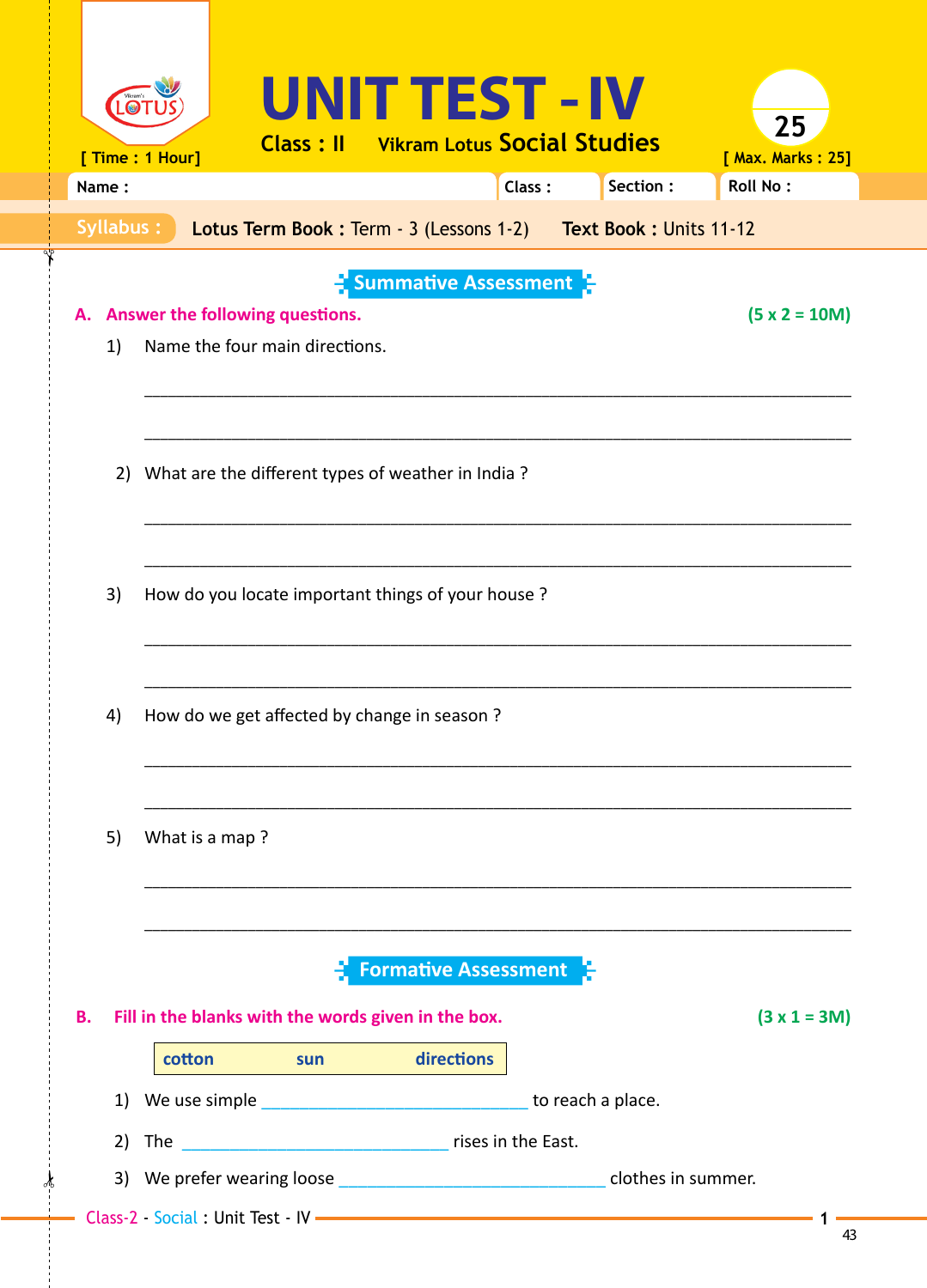# UNIT TEST - IV

**Class : II** Vikram Lotus **Social Studies**

[ Time : 1 Hour] [ Max. Marks : 25]

| Name : | Class : | Section : | Roll No : |
|---|---|---|---|

**Syllabus :** **Lotus Term Book :** Term - 3 (Lessons 1-2) **Text Book :** Units 11-12

## Summative Assessment

**A. Answer the following questions.** **(5 x 2 = 10M)**

1) Name the four main directions.

_______________________________________________

_______________________________________________

2) What are the different types of weather in India ?

_______________________________________________

_______________________________________________

3) How do you locate important things of your house ?

_______________________________________________

_______________________________________________

4) How do we get affected by change in season ?

_______________________________________________

_______________________________________________

5) What is a map ?

_______________________________________________

_______________________________________________

## Formative Assessment

**B. Fill in the blanks with the words given in the box.** **(3 x 1 = 3M)**

| cotton | sun | directions |
|---|---|---|

1) We use simple ______________________ to reach a place.

2) The ______________________ rises in the East.

3) We prefer wearing loose ______________________ clothes in summer.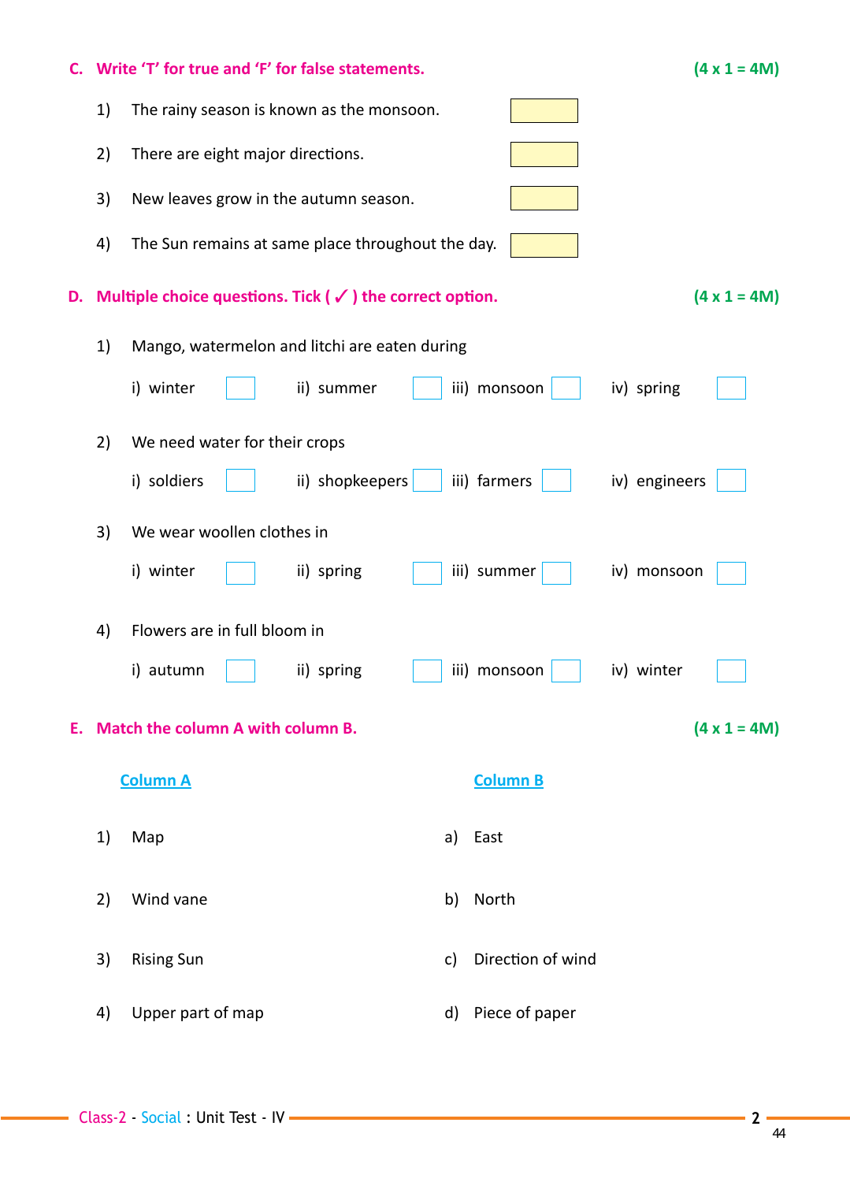**C. Write ‘T’ for true and ‘F’ for false statements.** **(4 x 1 = 4M)**

1) The rainy season is known as the monsoon.
2) There are eight major directions.
3) New leaves grow in the autumn season.
4) The Sun remains at same place throughout the day.

**D. Multiple choice questions. Tick ( ✓ ) the correct option.** **(4 x 1 = 4M)**

1) Mango, watermelon and litchi are eaten during

   i) winter ii) summer iii) monsoon iv) spring

2) We need water for their crops

   i) soldiers ii) shopkeepers iii) farmers iv) engineers

3) We wear woollen clothes in

   i) winter ii) spring iii) summer iv) monsoon

4) Flowers are in full bloom in

   i) autumn ii) spring iii) monsoon iv) winter

**E. Match the column A with column B.** **(4 x 1 = 4M)**

| Column A | Column B |
|---|---|
| 1) Map | a) East |
| 2) Wind vane | b) North |
| 3) Rising Sun | c) Direction of wind |
| 4) Upper part of map | d) Piece of paper |